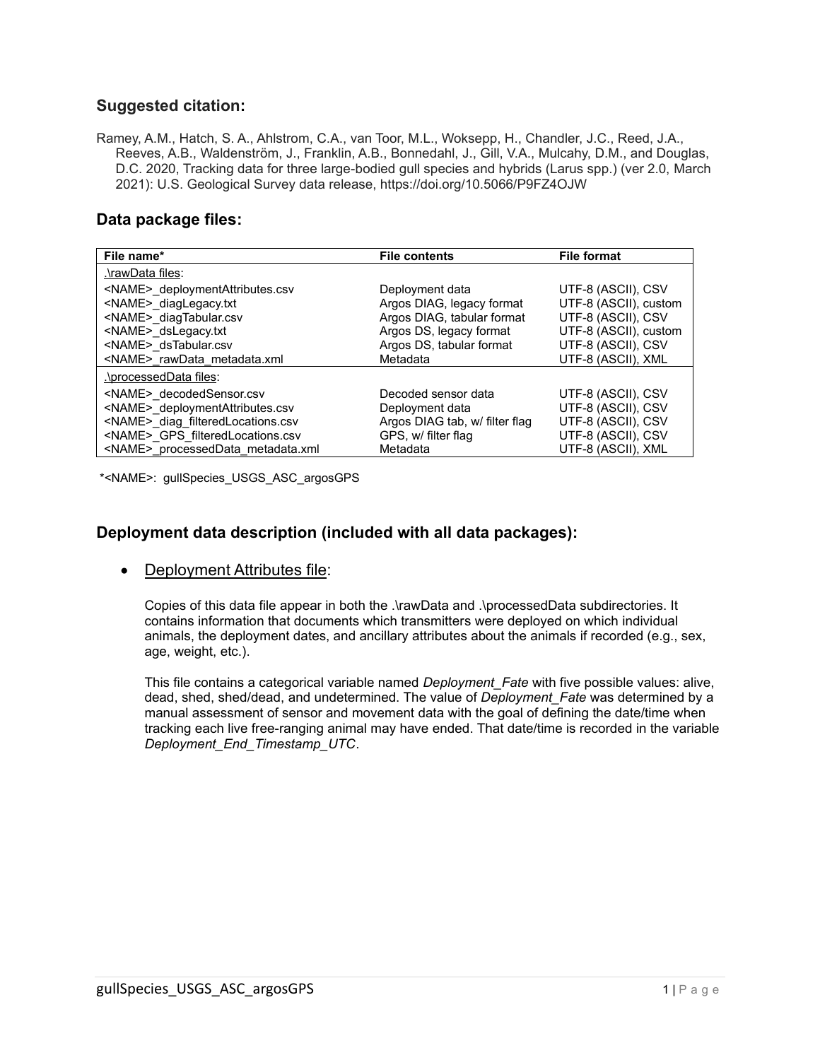## Suggested citation:

Ramey, A.M., Hatch, S. A., Ahlstrom, C.A., van Toor, M.L., Woksepp, H., Chandler, J.C., Reed, J.A., Reeves, A.B., Waldenström, J., Franklin, A.B., Bonnedahl, J., Gill, V.A., Mulcahy, D.M., and Douglas, D.C. 2020, Tracking data for three large-bodied gull species and hybrids (Larus spp.) (ver 2.0, March 2021): U.S. Geological Survey data release, https://doi.org/10.5066/P9FZ4OJW

## Data package files:

| File name* | File contents | File format |
|---|---|---|
| .\rawData files: | | |
| <NAME>_deploymentAttributes.csv | Deployment data | UTF-8 (ASCII), CSV |
| <NAME>_diagLegacy.txt | Argos DIAG, legacy format | UTF-8 (ASCII), custom |
| <NAME>_diagTabular.csv | Argos DIAG, tabular format | UTF-8 (ASCII), CSV |
| <NAME>_dsLegacy.txt | Argos DS, legacy format | UTF-8 (ASCII), custom |
| <NAME>_dsTabular.csv | Argos DS, tabular format | UTF-8 (ASCII), CSV |
| <NAME>_rawData_metadata.xml | Metadata | UTF-8 (ASCII), XML |
| .\processedData files: | | |
| <NAME>_decodedSensor.csv | Decoded sensor data | UTF-8 (ASCII), CSV |
| <NAME>_deploymentAttributes.csv | Deployment data | UTF-8 (ASCII), CSV |
| <NAME>_diag_filteredLocations.csv | Argos DIAG tab, w/ filter flag | UTF-8 (ASCII), CSV |
| <NAME>_GPS_filteredLocations.csv | GPS, w/ filter flag | UTF-8 (ASCII), CSV |
| <NAME>_processedData_metadata.xml | Metadata | UTF-8 (ASCII), XML |

*<NAME>: gullSpecies_USGS_ASC_argosGPS

## Deployment data description (included with all data packages):

- Deployment Attributes file:

  Copies of this data file appear in both the .\rawData and .\processedData subdirectories. It contains information that documents which transmitters were deployed on which individual animals, the deployment dates, and ancillary attributes about the animals if recorded (e.g., sex, age, weight, etc.).

  This file contains a categorical variable named *Deployment_Fate* with five possible values: alive, dead, shed, shed/dead, and undetermined. The value of *Deployment_Fate* was determined by a manual assessment of sensor and movement data with the goal of defining the date/time when tracking each live free-ranging animal may have ended. That date/time is recorded in the variable *Deployment_End_Timestamp_UTC*.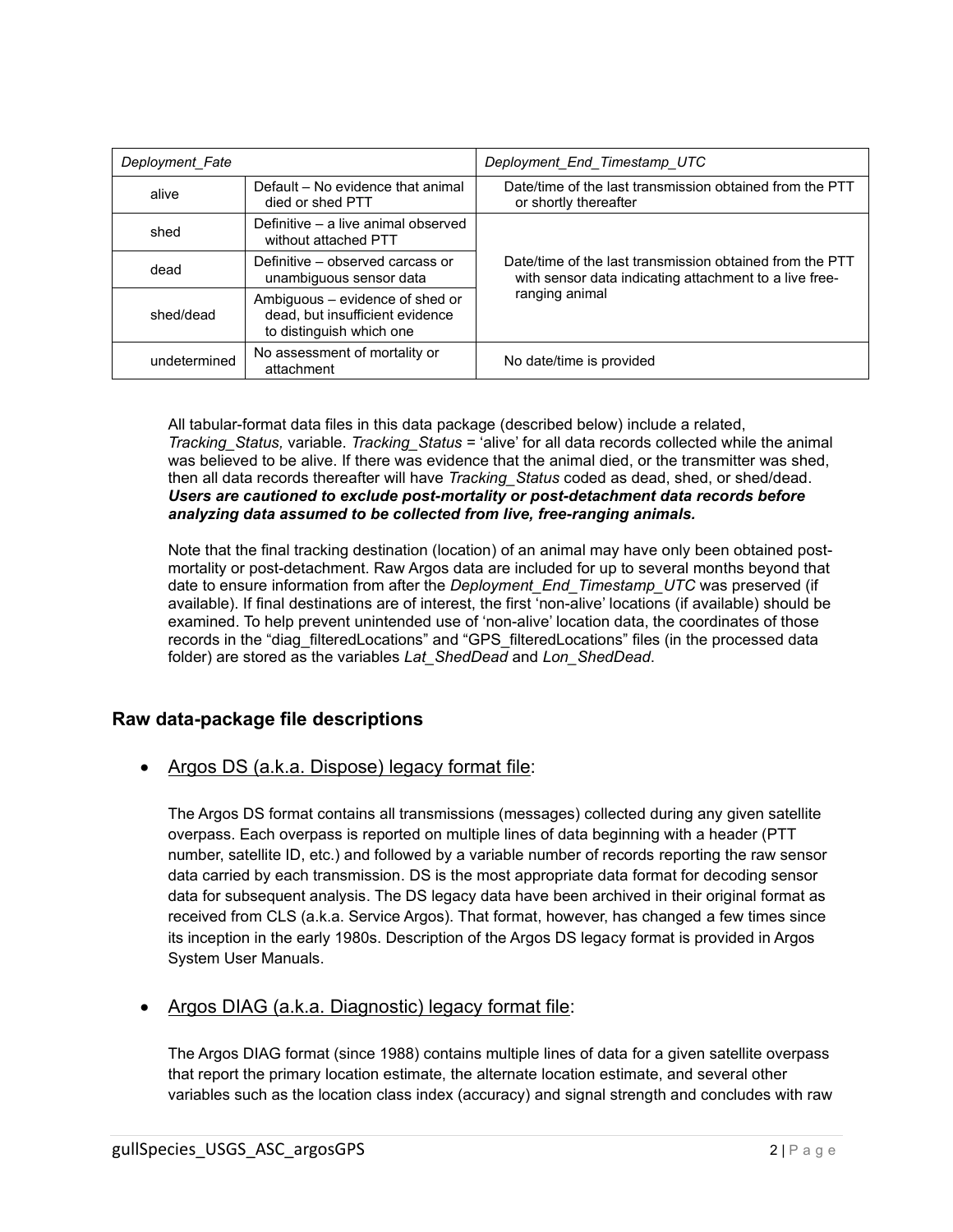| *Deployment_Fate* | | *Deployment_End_Timestamp_UTC* |
|---|---|---|
| alive | Default – No evidence that animal died or shed PTT | Date/time of the last transmission obtained from the PTT or shortly thereafter |
| shed | Definitive – a live animal observed without attached PTT | Date/time of the last transmission obtained from the PTT with sensor data indicating attachment to a live free-ranging animal |
| dead | Definitive – observed carcass or unambiguous sensor data | |
| shed/dead | Ambiguous – evidence of shed or dead, but insufficient evidence to distinguish which one | |
| undetermined | No assessment of mortality or attachment | No date/time is provided |

All tabular-format data files in this data package (described below) include a related, *Tracking_Status,* variable. *Tracking_Status* = 'alive' for all data records collected while the animal was believed to be alive. If there was evidence that the animal died, or the transmitter was shed, then all data records thereafter will have *Tracking_Status* coded as dead, shed, or shed/dead. ***Users are cautioned to exclude post-mortality or post-detachment data records before analyzing data assumed to be collected from live, free-ranging animals.***

Note that the final tracking destination (location) of an animal may have only been obtained post-mortality or post-detachment. Raw Argos data are included for up to several months beyond that date to ensure information from after the *Deployment_End_Timestamp_UTC* was preserved (if available). If final destinations are of interest, the first 'non-alive' locations (if available) should be examined. To help prevent unintended use of 'non-alive' location data, the coordinates of those records in the "diag_filteredLocations" and "GPS_filteredLocations" files (in the processed data folder) are stored as the variables *Lat_ShedDead* and *Lon_ShedDead*.

## Raw data-package file descriptions

- Argos DS (a.k.a. Dispose) legacy format file:

  The Argos DS format contains all transmissions (messages) collected during any given satellite overpass. Each overpass is reported on multiple lines of data beginning with a header (PTT number, satellite ID, etc.) and followed by a variable number of records reporting the raw sensor data carried by each transmission. DS is the most appropriate data format for decoding sensor data for subsequent analysis. The DS legacy data have been archived in their original format as received from CLS (a.k.a. Service Argos). That format, however, has changed a few times since its inception in the early 1980s. Description of the Argos DS legacy format is provided in Argos System User Manuals.

- Argos DIAG (a.k.a. Diagnostic) legacy format file:

  The Argos DIAG format (since 1988) contains multiple lines of data for a given satellite overpass that report the primary location estimate, the alternate location estimate, and several other variables such as the location class index (accuracy) and signal strength and concludes with raw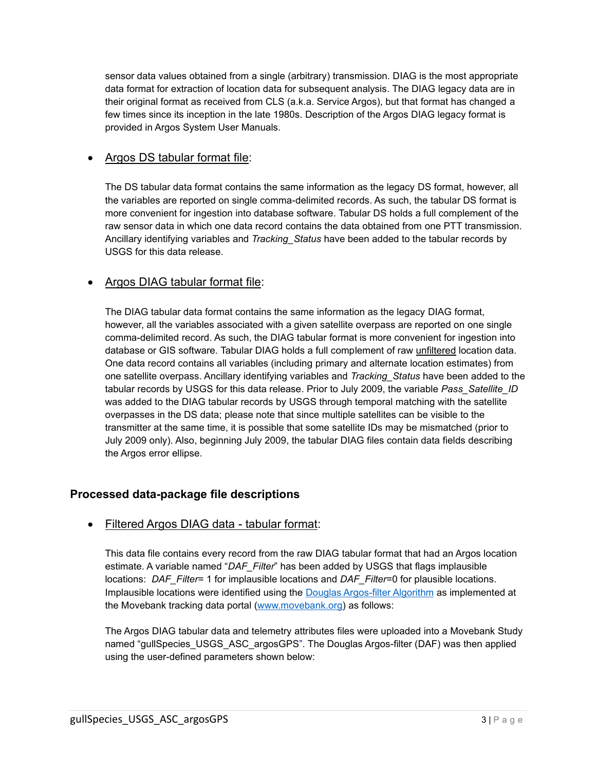sensor data values obtained from a single (arbitrary) transmission. DIAG is the most appropriate data format for extraction of location data for subsequent analysis. The DIAG legacy data are in their original format as received from CLS (a.k.a. Service Argos), but that format has changed a few times since its inception in the late 1980s. Description of the Argos DIAG legacy format is provided in Argos System User Manuals.

- Argos DS tabular format file:

  The DS tabular data format contains the same information as the legacy DS format, however, all the variables are reported on single comma-delimited records. As such, the tabular DS format is more convenient for ingestion into database software. Tabular DS holds a full complement of the raw sensor data in which one data record contains the data obtained from one PTT transmission. Ancillary identifying variables and *Tracking_Status* have been added to the tabular records by USGS for this data release.

- Argos DIAG tabular format file:

  The DIAG tabular data format contains the same information as the legacy DIAG format, however, all the variables associated with a given satellite overpass are reported on one single comma-delimited record. As such, the DIAG tabular format is more convenient for ingestion into database or GIS software. Tabular DIAG holds a full complement of raw unfiltered location data. One data record contains all variables (including primary and alternate location estimates) from one satellite overpass. Ancillary identifying variables and *Tracking_Status* have been added to the tabular records by USGS for this data release. Prior to July 2009, the variable *Pass_Satellite_ID* was added to the DIAG tabular records by USGS through temporal matching with the satellite overpasses in the DS data; please note that since multiple satellites can be visible to the transmitter at the same time, it is possible that some satellite IDs may be mismatched (prior to July 2009 only). Also, beginning July 2009, the tabular DIAG files contain data fields describing the Argos error ellipse.

## Processed data-package file descriptions

- Filtered Argos DIAG data - tabular format:

  This data file contains every record from the raw DIAG tabular format that had an Argos location estimate. A variable named "*DAF_Filter*" has been added by USGS that flags implausible locations: *DAF_Filter*= 1 for implausible locations and *DAF_Filter*=0 for plausible locations. Implausible locations were identified using the Douglas Argos-filter Algorithm as implemented at the Movebank tracking data portal (www.movebank.org) as follows:

  The Argos DIAG tabular data and telemetry attributes files were uploaded into a Movebank Study named "gullSpecies_USGS_ASC_argosGPS". The Douglas Argos-filter (DAF) was then applied using the user-defined parameters shown below: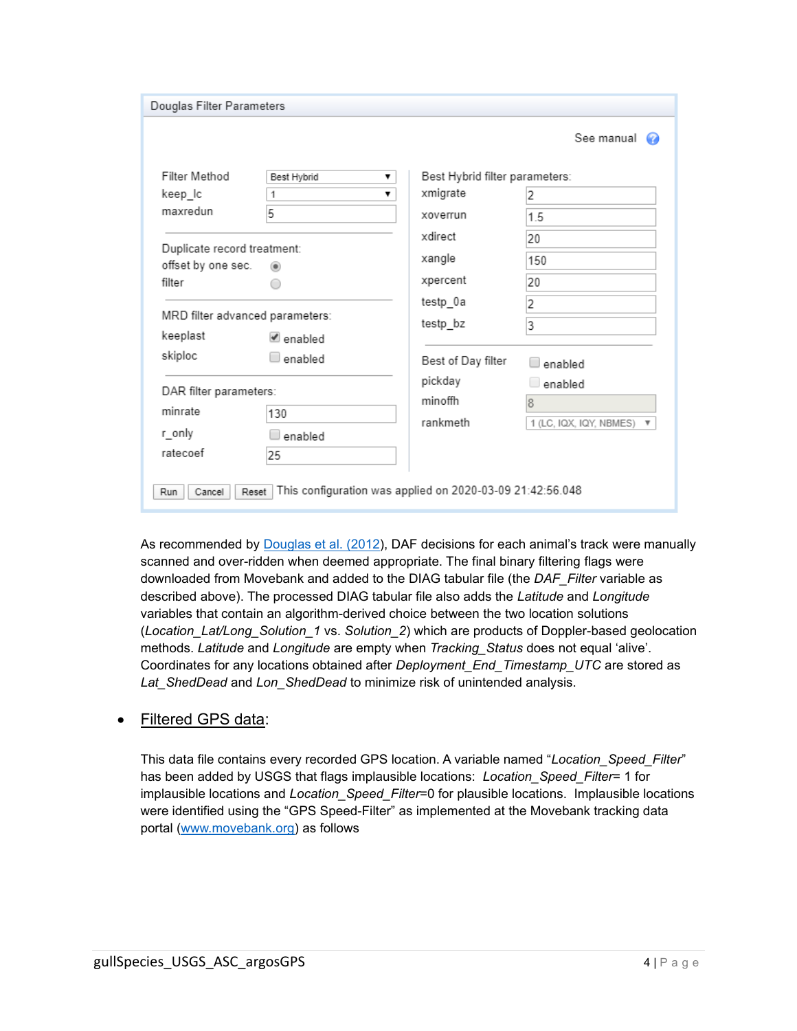Douglas Filter Parameters

See manual

| | | | |
|---|---|---|---|
| Filter Method | Best Hybrid | Best Hybrid filter parameters: | |
| keep_lc | 1 | xmigrate | 2 |
| maxredun | 5 | xoverrun | 1.5 |
| | | xdirect | 20 |
| Duplicate record treatment: | | xangle | 150 |
| offset by one sec. | ◉ | xpercent | 20 |
| filter | ○ | testp_0a | 2 |
| | | testp_bz | 3 |
| MRD filter advanced parameters: | | | |
| keeplast | ☑ enabled | Best of Day filter | ☐ enabled |
| skiploc | ☐ enabled | pickday | ☐ enabled |
| | | minoffh | 8 |
| DAR filter parameters: | | rankmeth | 1 (LC, IQX, IQY, NBMES) |
| minrate | 130 | | |
| r_only | ☐ enabled | | |
| ratecoef | 25 | | |

Run | Cancel | Reset | This configuration was applied on 2020-03-09 21:42:56.048

As recommended by Douglas et al. (2012), DAF decisions for each animal's track were manually scanned and over-ridden when deemed appropriate. The final binary filtering flags were downloaded from Movebank and added to the DIAG tabular file (the *DAF_Filter* variable as described above). The processed DIAG tabular file also adds the *Latitude* and *Longitude* variables that contain an algorithm-derived choice between the two location solutions (*Location_Lat/Long_Solution_1* vs. *Solution_2*) which are products of Doppler-based geolocation methods. *Latitude* and *Longitude* are empty when *Tracking_Status* does not equal 'alive'. Coordinates for any locations obtained after *Deployment_End_Timestamp_UTC* are stored as *Lat_ShedDead* and *Lon_ShedDead* to minimize risk of unintended analysis.

- Filtered GPS data:

This data file contains every recorded GPS location. A variable named "*Location_Speed_Filter*" has been added by USGS that flags implausible locations: *Location_Speed_Filter*= 1 for implausible locations and *Location_Speed_Filter*=0 for plausible locations. Implausible locations were identified using the "GPS Speed-Filter" as implemented at the Movebank tracking data portal (www.movebank.org) as follows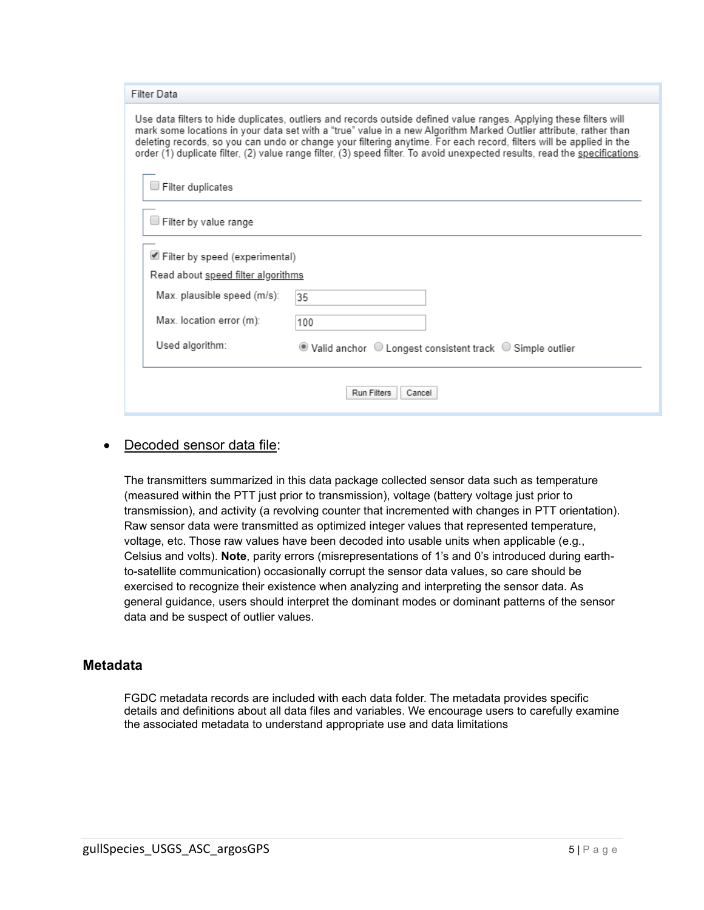**Filter Data**

Use data filters to hide duplicates, outliers and records outside defined value ranges. Applying these filters will mark some locations in your data set with a "true" value in a new Algorithm Marked Outlier attribute, rather than deleting records, so you can undo or change your filtering anytime. For each record, filters will be applied in the order (1) duplicate filter, (2) value range filter, (3) speed filter. To avoid unexpected results, read the specifications.

- [ ] Filter duplicates
- [ ] Filter by value range
- [x] Filter by speed (experimental)

Read about speed filter algorithms

Max. plausible speed (m/s): 35

Max. location error (m): 100

Used algorithm: (●) Valid anchor ( ) Longest consistent track ( ) Simple outlier

Run Filters | Cancel

- Decoded sensor data file:

  The transmitters summarized in this data package collected sensor data such as temperature (measured within the PTT just prior to transmission), voltage (battery voltage just prior to transmission), and activity (a revolving counter that incremented with changes in PTT orientation). Raw sensor data were transmitted as optimized integer values that represented temperature, voltage, etc. Those raw values have been decoded into usable units when applicable (e.g., Celsius and volts). **Note**, parity errors (misrepresentations of 1's and 0's introduced during earth-to-satellite communication) occasionally corrupt the sensor data values, so care should be exercised to recognize their existence when analyzing and interpreting the sensor data. As general guidance, users should interpret the dominant modes or dominant patterns of the sensor data and be suspect of outlier values.

## Metadata

FGDC metadata records are included with each data folder. The metadata provides specific details and definitions about all data files and variables. We encourage users to carefully examine the associated metadata to understand appropriate use and data limitations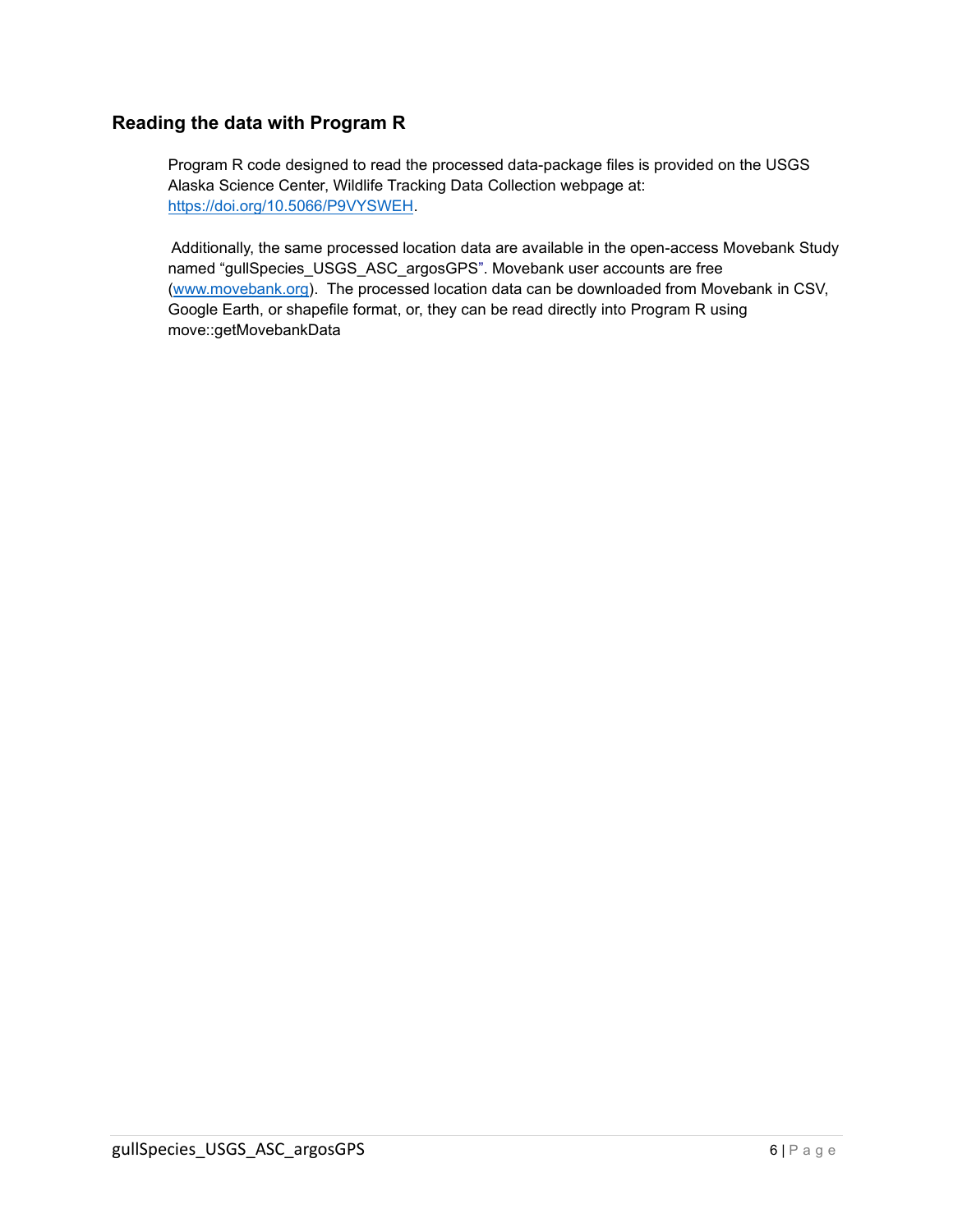## Reading the data with Program R

Program R code designed to read the processed data-package files is provided on the USGS Alaska Science Center, Wildlife Tracking Data Collection webpage at: https://doi.org/10.5066/P9VYSWEH.

Additionally, the same processed location data are available in the open-access Movebank Study named "gullSpecies_USGS_ASC_argosGPS". Movebank user accounts are free (www.movebank.org). The processed location data can be downloaded from Movebank in CSV, Google Earth, or shapefile format, or, they can be read directly into Program R using move::getMovebankData